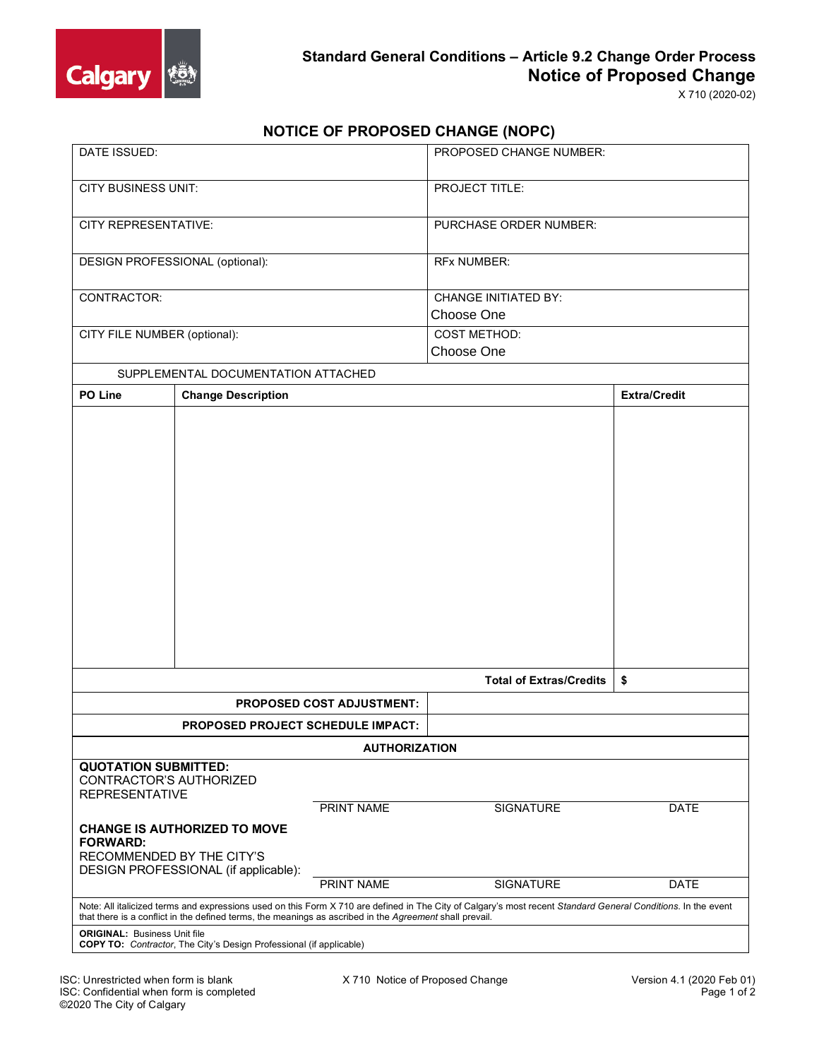# Standard General Conditions – Article 9.2 Change Order Process

## Notice of Proposed Change

X 710 (2020-02)

## NOTICE OF PROPOSED CHANGE (NOPC)

| | |
|---|---|
| DATE ISSUED: | PROPOSED CHANGE NUMBER: |
| CITY BUSINESS UNIT: | PROJECT TITLE: |
| CITY REPRESENTATIVE: | PURCHASE ORDER NUMBER: |
| DESIGN PROFESSIONAL (optional): | RFx NUMBER: |
| CONTRACTOR: | CHANGE INITIATED BY: Choose One |
| CITY FILE NUMBER (optional): | COST METHOD: Choose One |

SUPPLEMENTAL DOCUMENTATION ATTACHED

| PO Line | Change Description | Extra/Credit |
|---|---|---|
| | | |
| | **Total of Extras/Credits** | **$** |

| | |
|---|---|
| **PROPOSED COST ADJUSTMENT:** | |
| **PROPOSED PROJECT SCHEDULE IMPACT:** | |

### AUTHORIZATION

| | | | |
|---|---|---|---|
| **QUOTATION SUBMITTED:** CONTRACTOR'S AUTHORIZED REPRESENTATIVE | PRINT NAME | SIGNATURE | DATE |
| **CHANGE IS AUTHORIZED TO MOVE FORWARD:** RECOMMENDED BY THE CITY'S DESIGN PROFESSIONAL (if applicable): | PRINT NAME | SIGNATURE | DATE |

Note: All italicized terms and expressions used on this Form X 710 are defined in The City of Calgary's most recent *Standard General Conditions*. In the event that there is a conflict in the defined terms, the meanings as ascribed in the *Agreement* shall prevail.

**ORIGINAL:** Business Unit file
**COPY TO:** *Contractor*, The City's Design Professional (if applicable)

ISC: Unrestricted when form is blank
ISC: Confidential when form is completed
©2020 The City of Calgary

X 710 Notice of Proposed Change

Version 4.1 (2020 Feb 01)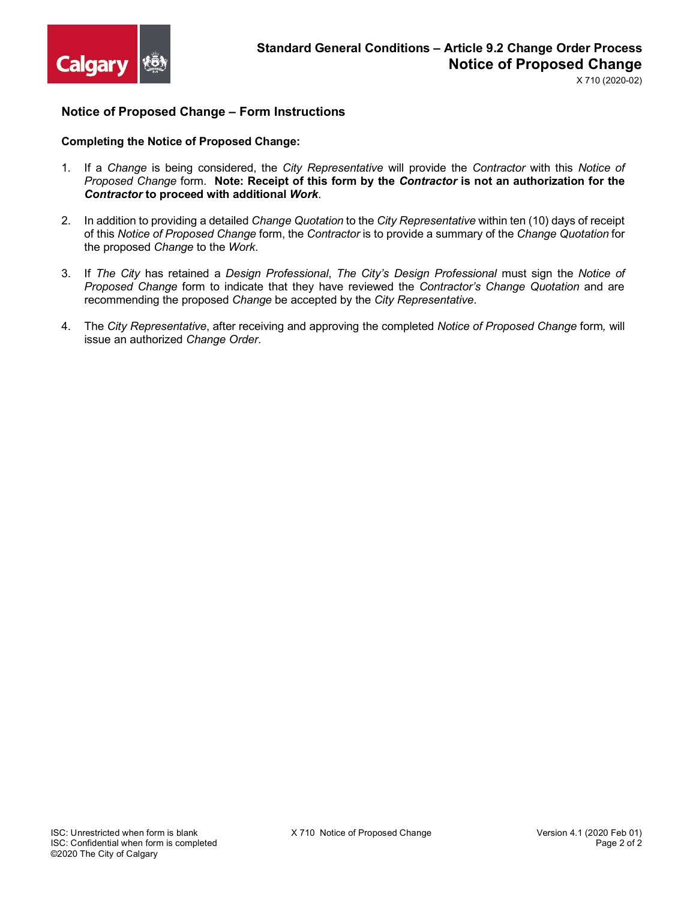## Notice of Proposed Change – Form Instructions

### Completing the Notice of Proposed Change:

1. If a *Change* is being considered, the *City Representative* will provide the *Contractor* with this *Notice of Proposed Change* form. **Note: Receipt of this form by the *Contractor* is not an authorization for the *Contractor* to proceed with additional *Work***.

2. In addition to providing a detailed *Change Quotation* to the *City Representative* within ten (10) days of receipt of this *Notice of Proposed Change* form, the *Contractor* is to provide a summary of the *Change Quotation* for the proposed *Change* to the *Work*.

3. If *The City* has retained a *Design Professional*, *The City's Design Professional* must sign the *Notice of Proposed Change* form to indicate that they have reviewed the *Contractor's Change Quotation* and are recommending the proposed *Change* be accepted by the *City Representative*.

4. The *City Representative*, after receiving and approving the completed *Notice of Proposed Change* form, will issue an authorized *Change Order*.